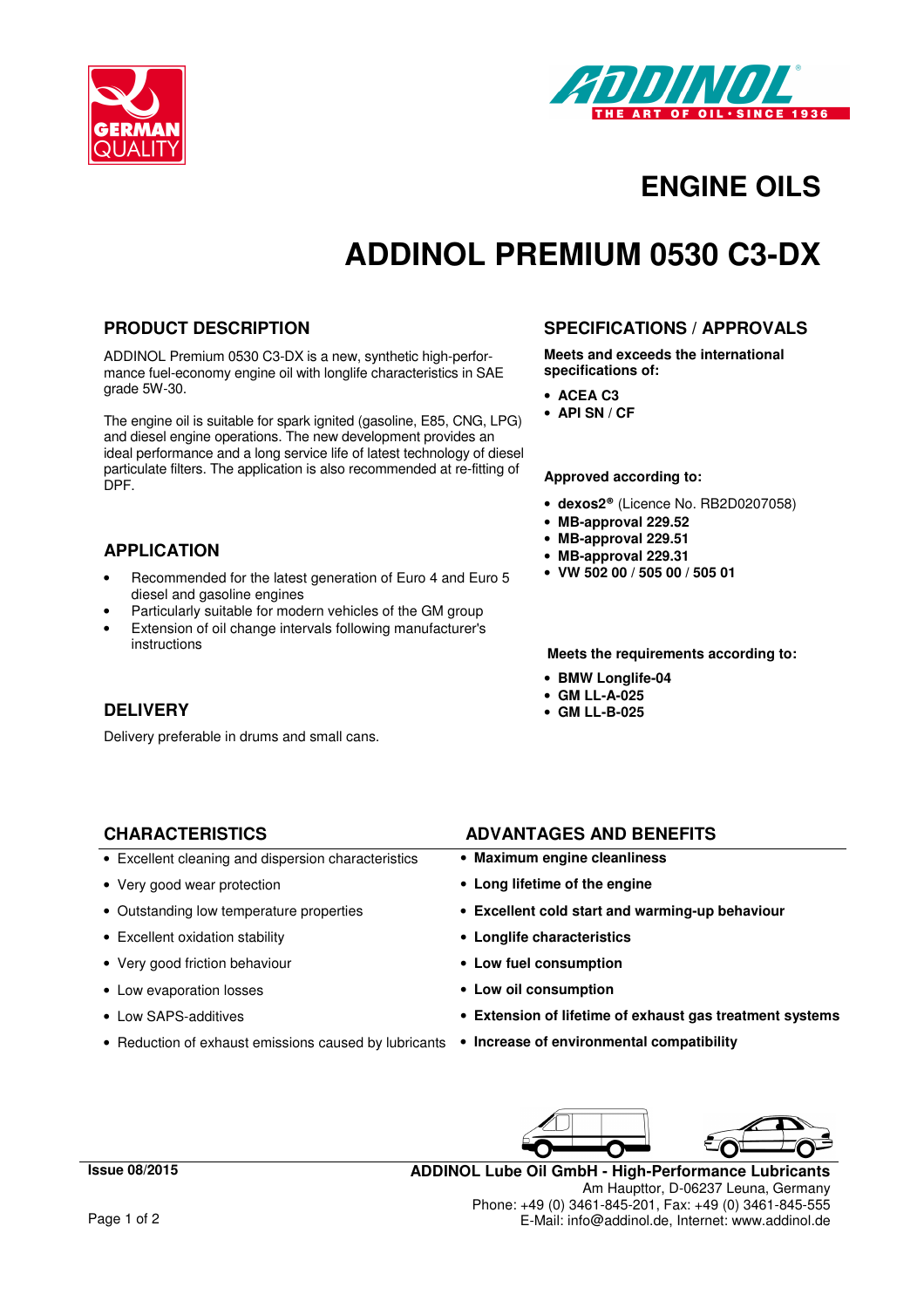# ENGINE OILS

# ADDINOL PREMIUM 0530 C3-DX

## PRODUCT DESCRIPTION

ADDINOL Premium 0530 C3-DX is a new, synthetic high-performance fuel-economy engine oil with longlife characteristics in SAE grade 5W-30.

The engine oil is suitable for spark ignited (gasoline, E85, CNG, LPG) and diesel engine operations. The new development provides an ideal performance and a long service life of latest technology of diesel particulate filters. The application is also recommended at re-fitting of DPF.

## APPLICATION

- Recommended for the latest generation of Euro 4 and Euro 5 diesel and gasoline engines
- Particularly suitable for modern vehicles of the GM group
- Extension of oil change intervals following manufacturer's instructions

## DELIVERY

Delivery preferable in drums and small cans.

## SPECIFICATIONS / APPROVALS

**Meets and exceeds the international specifications of:**

- **ACEA C3**
- **API SN / CF**

**Approved according to:**

- **dexos2®** (Licence No. RB2D0207058)
- **MB-approval 229.52**
- **MB-approval 229.51**
- **MB-approval 229.31**
- **VW 502 00 / 505 00 / 505 01**

**Meets the requirements according to:**

- **BMW Longlife-04**
- **GM LL-A-025**
- **GM LL-B-025**

| CHARACTERISTICS | ADVANTAGES AND BENEFITS |
|---|---|
| Excellent cleaning and dispersion characteristics | **Maximum engine cleanliness** |
| Very good wear protection | **Long lifetime of the engine** |
| Outstanding low temperature properties | **Excellent cold start and warming-up behaviour** |
| Excellent oxidation stability | **Longlife characteristics** |
| Very good friction behaviour | **Low fuel consumption** |
| Low evaporation losses | **Low oil consumption** |
| Low SAPS-additives | **Extension of lifetime of exhaust gas treatment systems** |
| Reduction of exhaust emissions caused by lubricants | **Increase of environmental compatibility** |

**Issue 08/2015**

**ADDINOL Lube Oil GmbH - High-Performance Lubricants**
Am Haupttor, D-06237 Leuna, Germany
Phone: +49 (0) 3461-845-201, Fax: +49 (0) 3461-845-555
E-Mail: info@addinol.de, Internet: www.addinol.de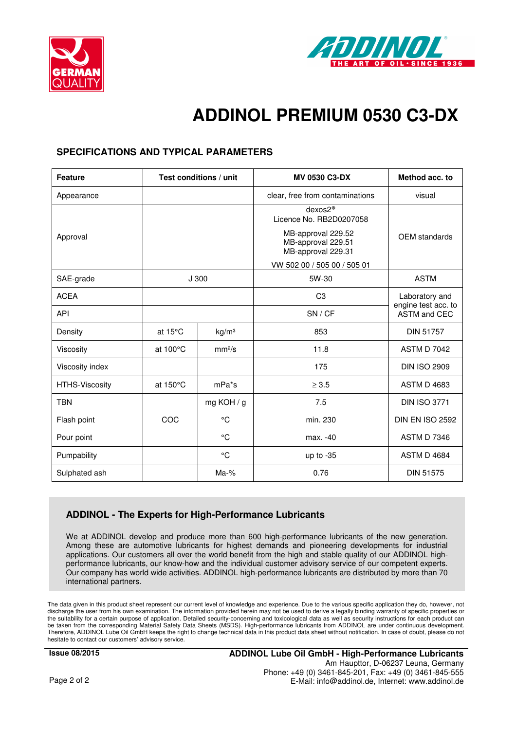# ADDINOL PREMIUM 0530 C3-DX

## SPECIFICATIONS AND TYPICAL PARAMETERS

| Feature | Test conditions / unit | | MV 0530 C3-DX | Method acc. to |
|---|---|---|---|---|
| Appearance | | | clear, free from contaminations | visual |
| Approval | | | dexos2® Licence No. RB2D0207058<br>MB-approval 229.52 MB-approval 229.51 MB-approval 229.31<br>VW 502 00 / 505 00 / 505 01 | OEM standards |
| SAE-grade | J 300 | | 5W-30 | ASTM |
| ACEA | | | C3 | Laboratory and engine test acc. to ASTM and CEC |
| API | | | SN / CF | |
| Density | at 15°C | kg/m³ | 853 | DIN 51757 |
| Viscosity | at 100°C | mm²/s | 11.8 | ASTM D 7042 |
| Viscosity index | | | 175 | DIN ISO 2909 |
| HTHS-Viscosity | at 150°C | mPa*s | ≥ 3.5 | ASTM D 4683 |
| TBN | | mg KOH / g | 7.5 | DIN ISO 3771 |
| Flash point | COC | °C | min. 230 | DIN EN ISO 2592 |
| Pour point | | °C | max. -40 | ASTM D 7346 |
| Pumpability | | °C | up to -35 | ASTM D 4684 |
| Sulphated ash | | Ma-% | 0.76 | DIN 51575 |

### ADDINOL - The Experts for High-Performance Lubricants

We at ADDINOL develop and produce more than 600 high-performance lubricants of the new generation. Among these are automotive lubricants for highest demands and pioneering developments for industrial applications. Our customers all over the world benefit from the high and stable quality of our ADDINOL high-performance lubricants, our know-how and the individual customer advisory service of our competent experts. Our company has world wide activities. ADDINOL high-performance lubricants are distributed by more than 70 international partners.

The data given in this product sheet represent our current level of knowledge and experience. Due to the various specific application they do, however, not discharge the user from his own examination. The information provided herein may not be used to derive a legally binding warranty of specific properties or the suitability for a certain purpose of application. Detailed security-concerning and toxicological data as well as security instructions for each product can be taken from the corresponding Material Safety Data Sheets (MSDS). High-performance lubricants from ADDINOL are under continuous development. Therefore, ADDINOL Lube Oil GmbH keeps the right to change technical data in this product data sheet without notification. In case of doubt, please do not hesitate to contact our customers' advisory service.

**Issue 08/2015**

**ADDINOL Lube Oil GmbH - High-Performance Lubricants**
Am Haupttor, D-06237 Leuna, Germany
Phone: +49 (0) 3461-845-201, Fax: +49 (0) 3461-845-555
E-Mail: info@addinol.de, Internet: www.addinol.de